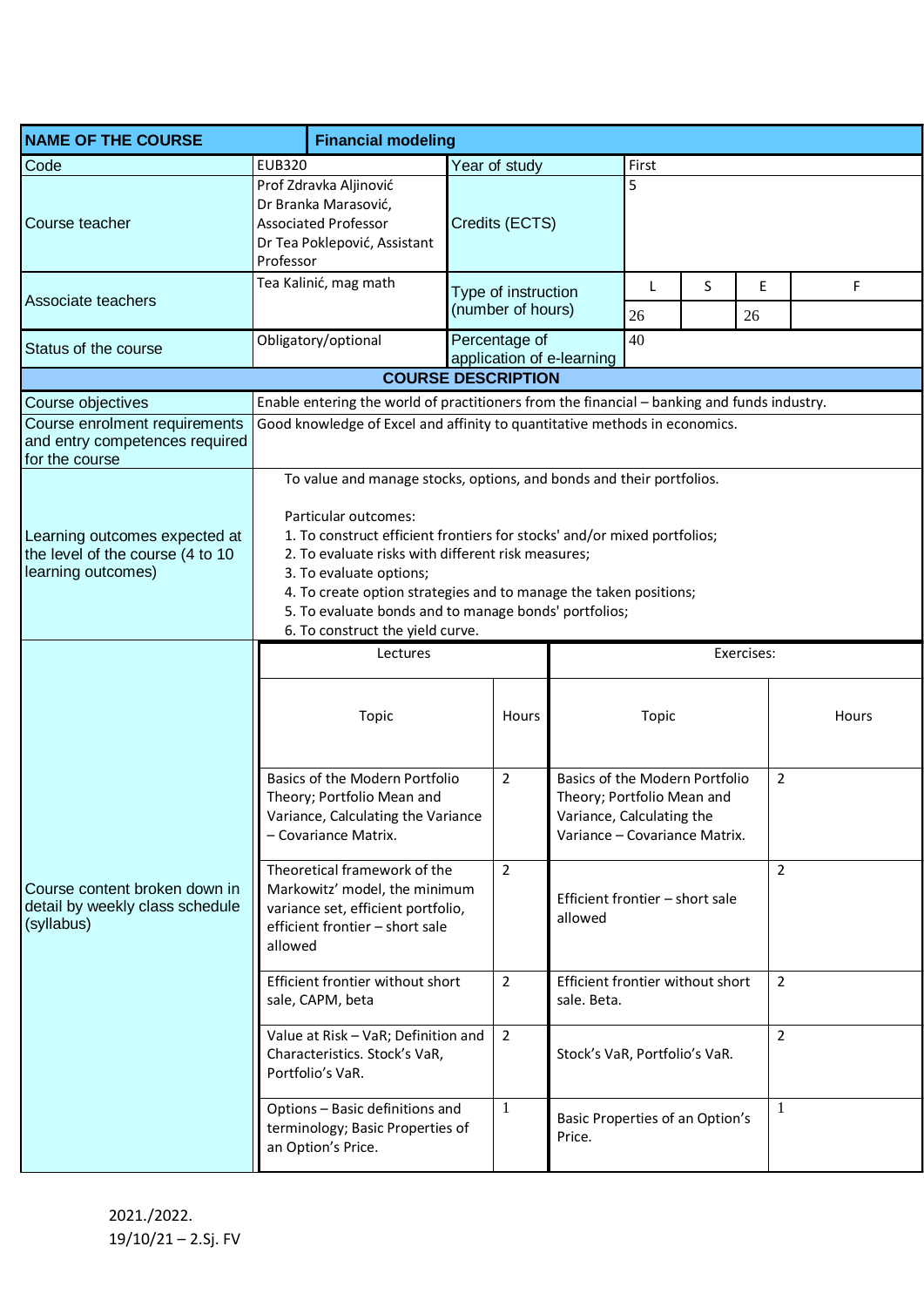| NAME OF THE COURSE | Financial modeling | | | | | | |
|---|---|---|---|---|---|---|---|
| Code | EUB320 | Year of study | First | | | | |
| Course teacher | Prof Zdravka Aljinović<br>Dr Branka Marasović, Associated Professor<br>Dr Tea Poklepović, Assistant Professor | Credits (ECTS) | 5 | | | | |
| Associate teachers | Tea Kalinić, mag math | Type of instruction (number of hours) | L | S | E | F | |
| | | | 26 | | 26 | | |
| Status of the course | Obligatory/optional | Percentage of application of e-learning | 40 | | | | |

**COURSE DESCRIPTION**

| | |
|---|---|
| Course objectives | Enable entering the world of practitioners from the financial – banking and funds industry. |
| Course enrolment requirements and entry competences required for the course | Good knowledge of Excel and affinity to quantitative methods in economics. |
| Learning outcomes expected at the level of the course (4 to 10 learning outcomes) | To value and manage stocks, options, and bonds and their portfolios.<br><br>Particular outcomes:<br>1. To construct efficient frontiers for stocks' and/or mixed portfolios;<br>2. To evaluate risks with different risk measures;<br>3. To evaluate options;<br>4. To create option strategies and to manage the taken positions;<br>5. To evaluate bonds and to manage bonds' portfolios;<br>6. To construct the yield curve. |

Course content broken down in detail by weekly class schedule (syllabus)

| Lectures | | Exercises: | |
|---|---|---|---|
| Topic | Hours | Topic | Hours |
| Basics of the Modern Portfolio Theory; Portfolio Mean and Variance, Calculating the Variance – Covariance Matrix. | 2 | Basics of the Modern Portfolio Theory; Portfolio Mean and Variance, Calculating the Variance – Covariance Matrix. | 2 |
| Theoretical framework of the Markowitz' model, the minimum variance set, efficient portfolio, efficient frontier – short sale allowed | 2 | Efficient frontier – short sale allowed | 2 |
| Efficient frontier without short sale, CAPM, beta | 2 | Efficient frontier without short sale. Beta. | 2 |
| Value at Risk – VaR; Definition and Characteristics. Stock's VaR, Portfolio's VaR. | 2 | Stock's VaR, Portfolio's VaR. | 2 |
| Options – Basic definitions and terminology; Basic Properties of an Option's Price. | 1 | Basic Properties of an Option's Price. | 1 |

2021./2022.
19/10/21 – 2.Sj. FV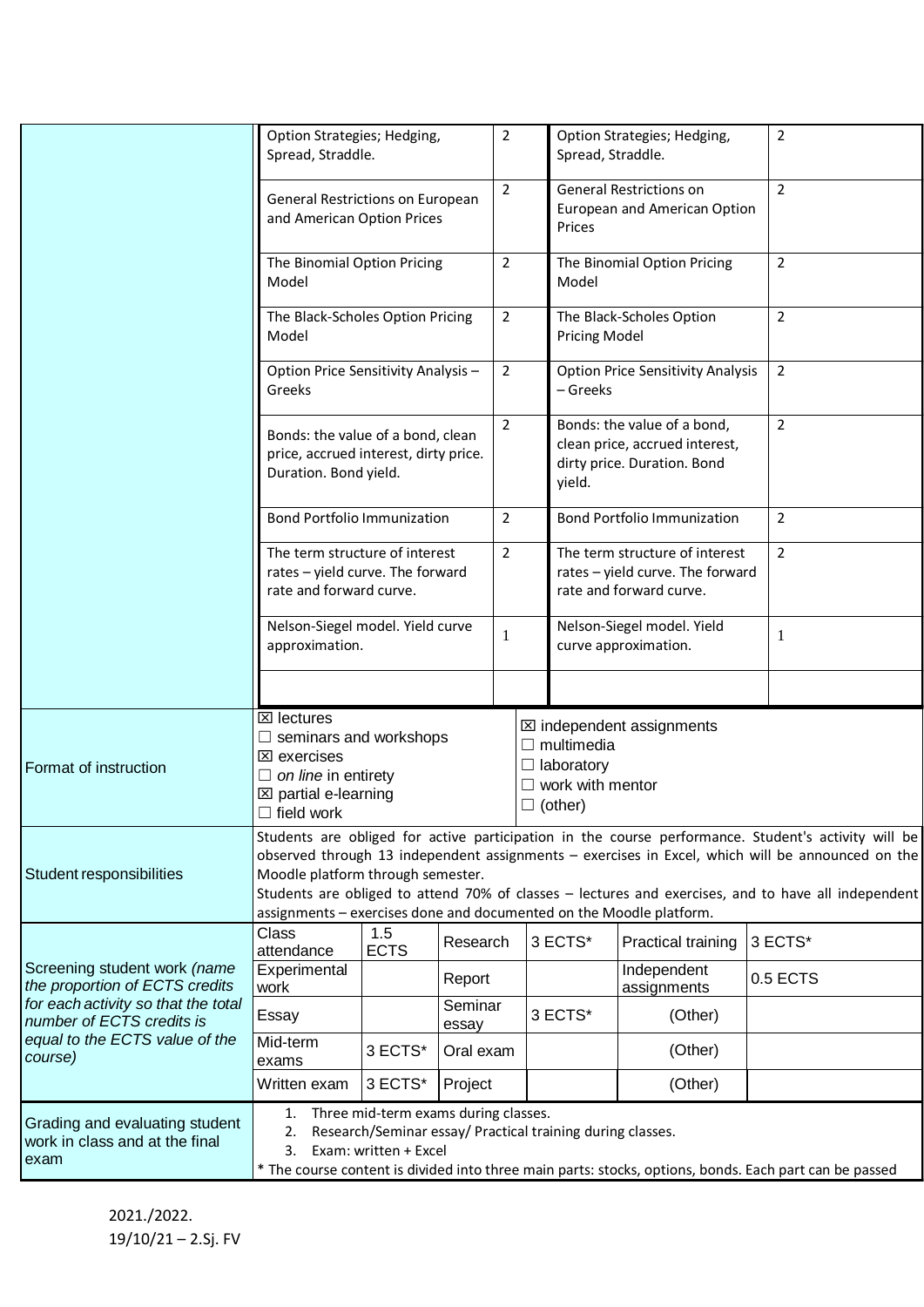| | | | | |
|---|---|---|---|---|
| | Option Strategies; Hedging, Spread, Straddle. | 2 | Option Strategies; Hedging, Spread, Straddle. | 2 |
| | General Restrictions on European and American Option Prices | 2 | General Restrictions on European and American Option Prices | 2 |
| | The Binomial Option Pricing Model | 2 | The Binomial Option Pricing Model | 2 |
| | The Black-Scholes Option Pricing Model | 2 | The Black-Scholes Option Pricing Model | 2 |
| | Option Price Sensitivity Analysis – Greeks | 2 | Option Price Sensitivity Analysis – Greeks | 2 |
| | Bonds: the value of a bond, clean price, accrued interest, dirty price. Duration. Bond yield. | 2 | Bonds: the value of a bond, clean price, accrued interest, dirty price. Duration. Bond yield. | 2 |
| | Bond Portfolio Immunization | 2 | Bond Portfolio Immunization | 2 |
| | The term structure of interest rates – yield curve. The forward rate and forward curve. | 2 | The term structure of interest rates – yield curve. The forward rate and forward curve. | 2 |
| | Nelson-Siegel model. Yield curve approximation. | 1 | Nelson-Siegel model. Yield curve approximation. | 1 |
| | | | | |

| | | |
|---|---|---|
| Format of instruction | ☒ lectures<br>☐ seminars and workshops<br>☒ exercises<br>☐ *on line* in entirety<br>☒ partial e-learning<br>☐ field work | ☒ independent assignments<br>☐ multimedia<br>☐ laboratory<br>☐ work with mentor<br>☐ (other) |
| Student responsibilities | Students are obliged for active participation in the course performance. Student's activity will be observed through 13 independent assignments – exercises in Excel, which will be announced on the Moodle platform through semester.<br>Students are obliged to attend 70% of classes – lectures and exercises, and to have all independent assignments – exercises done and documented on the Moodle platform. | |

| Screening student work *(name the proportion of ECTS credits for each activity so that the total number of ECTS credits is equal to the ECTS value of the course)* | | | | | | |
|---|---|---|---|---|---|---|
| | Class attendance | 1.5 ECTS | Research | 3 ECTS* | Practical training | 3 ECTS* |
| | Experimental work | | Report | | Independent assignments | 0.5 ECTS |
| | Essay | | Seminar essay | 3 ECTS* | (Other) | |
| | Mid-term exams | 3 ECTS* | Oral exam | | (Other) | |
| | Written exam | 3 ECTS* | Project | | (Other) | |

| | |
|---|---|
| Grading and evaluating student work in class and at the final exam | 1. Three mid-term exams during classes.<br>2. Research/Seminar essay/ Practical training during classes.<br>3. Exam: written + Excel<br>* The course content is divided into three main parts: stocks, options, bonds. Each part can be passed |

2021./2022.
19/10/21 – 2.Sj. FV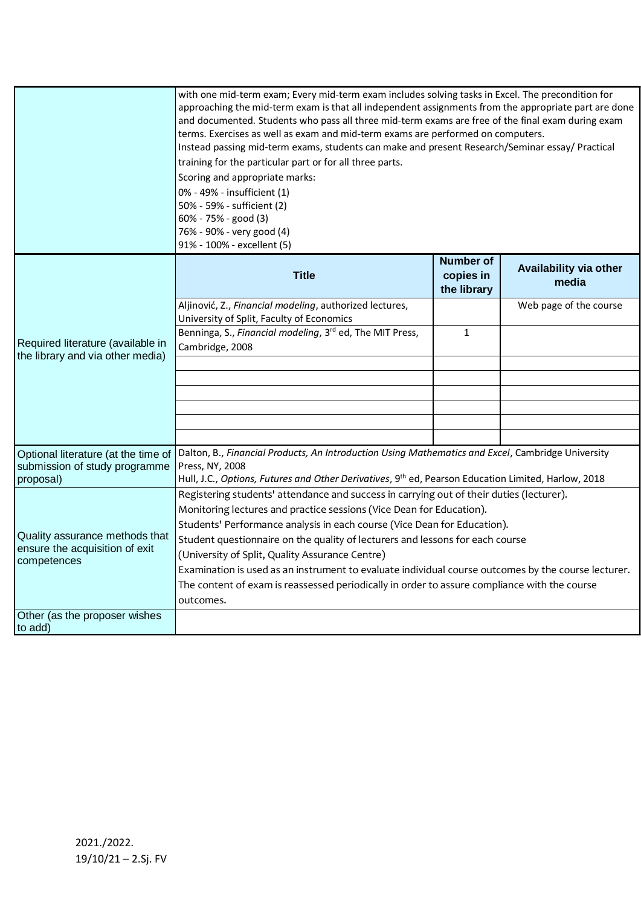| | | | |
|---|---|---|---|
| | with one mid-term exam; Every mid-term exam includes solving tasks in Excel. The precondition for approaching the mid-term exam is that all independent assignments from the appropriate part are done and documented. Students who pass all three mid-term exams are free of the final exam during exam terms. Exercises as well as exam and mid-term exams are performed on computers.<br>Instead passing mid-term exams, students can make and present Research/Seminar essay/ Practical training for the particular part or for all three parts.<br>Scoring and appropriate marks:<br>0% - 49% - insufficient (1)<br>50% - 59% - sufficient (2)<br>60% - 75% - good (3)<br>76% - 90% - very good (4)<br>91% - 100% - excellent (5) | | |
| Required literature (available in the library and via other media) | **Title** | **Number of copies in the library** | **Availability via other media** |
| | Aljinović, Z., *Financial modeling*, authorized lectures, University of Split, Faculty of Economics | | Web page of the course |
| | Benninga, S., *Financial modeling*, 3rd ed, The MIT Press, Cambridge, 2008 | 1 | |
| | | | |
| | | | |
| | | | |
| | | | |
| | | | |
| Optional literature (at the time of submission of study programme proposal) | Dalton, B., *Financial Products, An Introduction Using Mathematics and Excel*, Cambridge University Press, NY, 2008<br>Hull, J.C., *Options, Futures and Other Derivatives*, 9th ed, Pearson Education Limited, Harlow, 2018 | | |
| Quality assurance methods that ensure the acquisition of exit competences | Registering students' attendance and success in carrying out of their duties (lecturer).<br>Monitoring lectures and practice sessions (Vice Dean for Education).<br>Students' Performance analysis in each course (Vice Dean for Education).<br>Student questionnaire on the quality of lecturers and lessons for each course<br>(University of Split, Quality Assurance Centre)<br>Examination is used as an instrument to evaluate individual course outcomes by the course lecturer.<br>The content of exam is reassessed periodically in order to assure compliance with the course outcomes. | | |
| Other (as the proposer wishes to add) | | | |

2021./2022.
19/10/21 – 2.Sj. FV